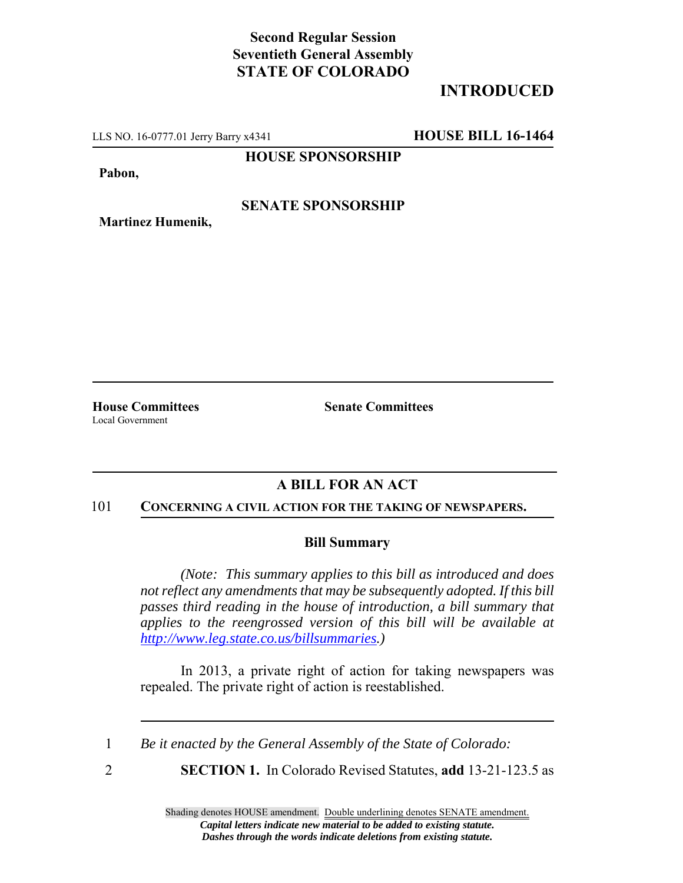**Second Regular Session**
**Seventieth General Assembly**
**STATE OF COLORADO**

## INTRODUCED

LLS NO. 16-0777.01 Jerry Barry x4341 **HOUSE BILL 16-1464**

**HOUSE SPONSORSHIP**

**Pabon,**

**SENATE SPONSORSHIP**

**Martinez Humenik,**

**House Committees**
Local Government

**Senate Committees**

## A BILL FOR AN ACT

101 **CONCERNING A CIVIL ACTION FOR THE TAKING OF NEWSPAPERS.**

### Bill Summary

*(Note: This summary applies to this bill as introduced and does not reflect any amendments that may be subsequently adopted. If this bill passes third reading in the house of introduction, a bill summary that applies to the reengrossed version of this bill will be available at http://www.leg.state.co.us/billsummaries.)*

In 2013, a private right of action for taking newspapers was repealed. The private right of action is reestablished.

1 *Be it enacted by the General Assembly of the State of Colorado:*

2 **SECTION 1.** In Colorado Revised Statutes, **add** 13-21-123.5 as

Shading denotes HOUSE amendment. Double underlining denotes SENATE amendment.
***Capital letters indicate new material to be added to existing statute.***
***Dashes through the words indicate deletions from existing statute.***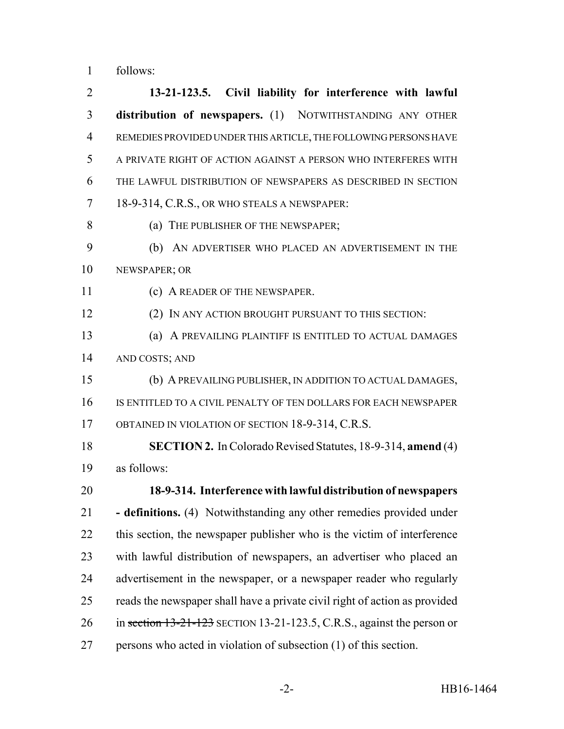follows:

**13-21-123.5. Civil liability for interference with lawful distribution of newspapers.** (1) NOTWITHSTANDING ANY OTHER REMEDIES PROVIDED UNDER THIS ARTICLE, THE FOLLOWING PERSONS HAVE A PRIVATE RIGHT OF ACTION AGAINST A PERSON WHO INTERFERES WITH THE LAWFUL DISTRIBUTION OF NEWSPAPERS AS DESCRIBED IN SECTION 18-9-314, C.R.S., OR WHO STEALS A NEWSPAPER:

(a) THE PUBLISHER OF THE NEWSPAPER;

(b) AN ADVERTISER WHO PLACED AN ADVERTISEMENT IN THE NEWSPAPER; OR

(c) A READER OF THE NEWSPAPER.

(2) IN ANY ACTION BROUGHT PURSUANT TO THIS SECTION:

(a) A PREVAILING PLAINTIFF IS ENTITLED TO ACTUAL DAMAGES AND COSTS; AND

(b) A PREVAILING PUBLISHER, IN ADDITION TO ACTUAL DAMAGES, IS ENTITLED TO A CIVIL PENALTY OF TEN DOLLARS FOR EACH NEWSPAPER OBTAINED IN VIOLATION OF SECTION 18-9-314, C.R.S.

**SECTION 2.** In Colorado Revised Statutes, 18-9-314, **amend** (4) as follows:

**18-9-314. Interference with lawful distribution of newspapers - definitions.** (4) Notwithstanding any other remedies provided under this section, the newspaper publisher who is the victim of interference with lawful distribution of newspapers, an advertiser who placed an advertisement in the newspaper, or a newspaper reader who regularly reads the newspaper shall have a private civil right of action as provided in ~~section 13-21-123~~ SECTION 13-21-123.5, C.R.S., against the person or persons who acted in violation of subsection (1) of this section.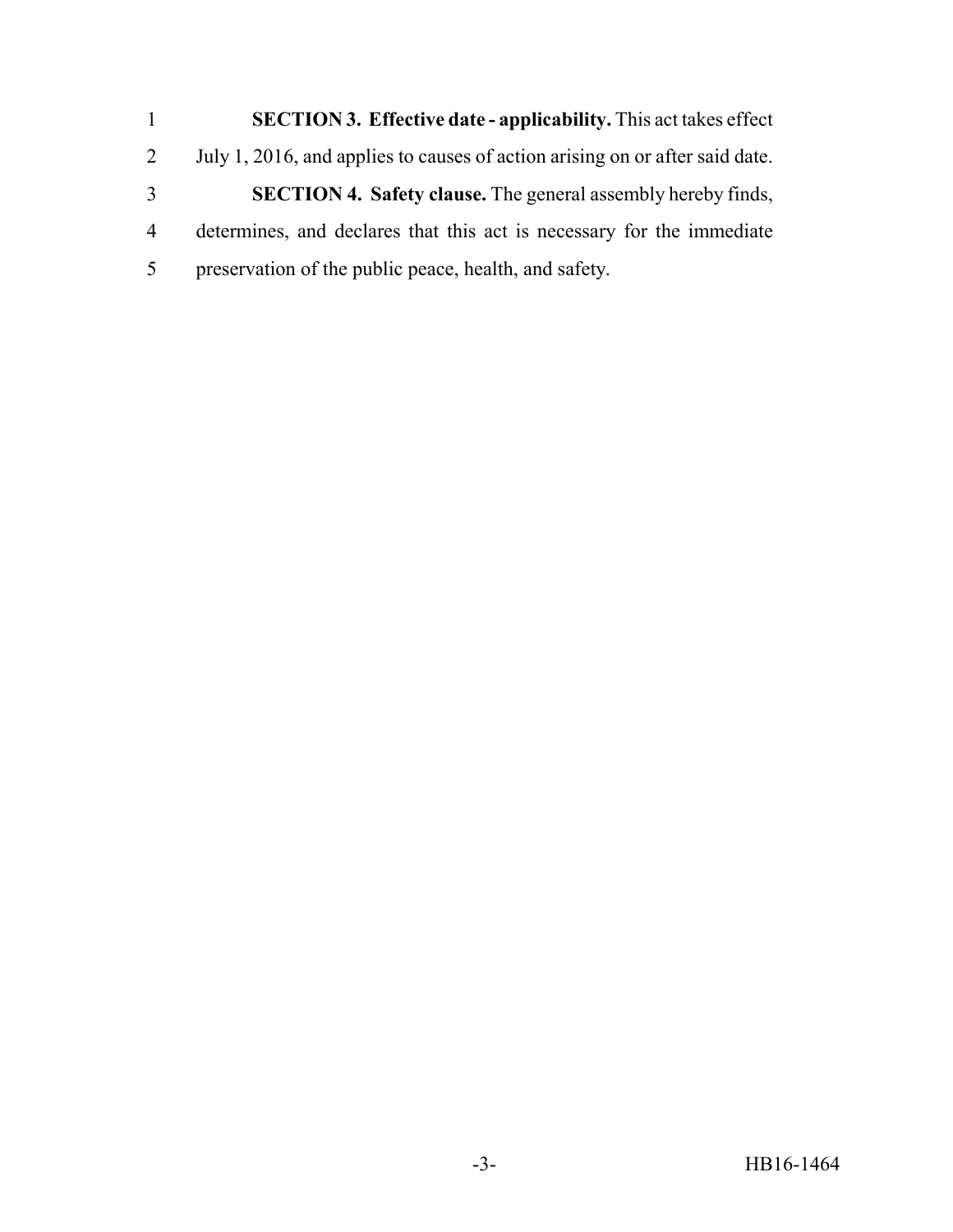**SECTION 3. Effective date - applicability.** This act takes effect July 1, 2016, and applies to causes of action arising on or after said date.

**SECTION 4. Safety clause.** The general assembly hereby finds, determines, and declares that this act is necessary for the immediate preservation of the public peace, health, and safety.